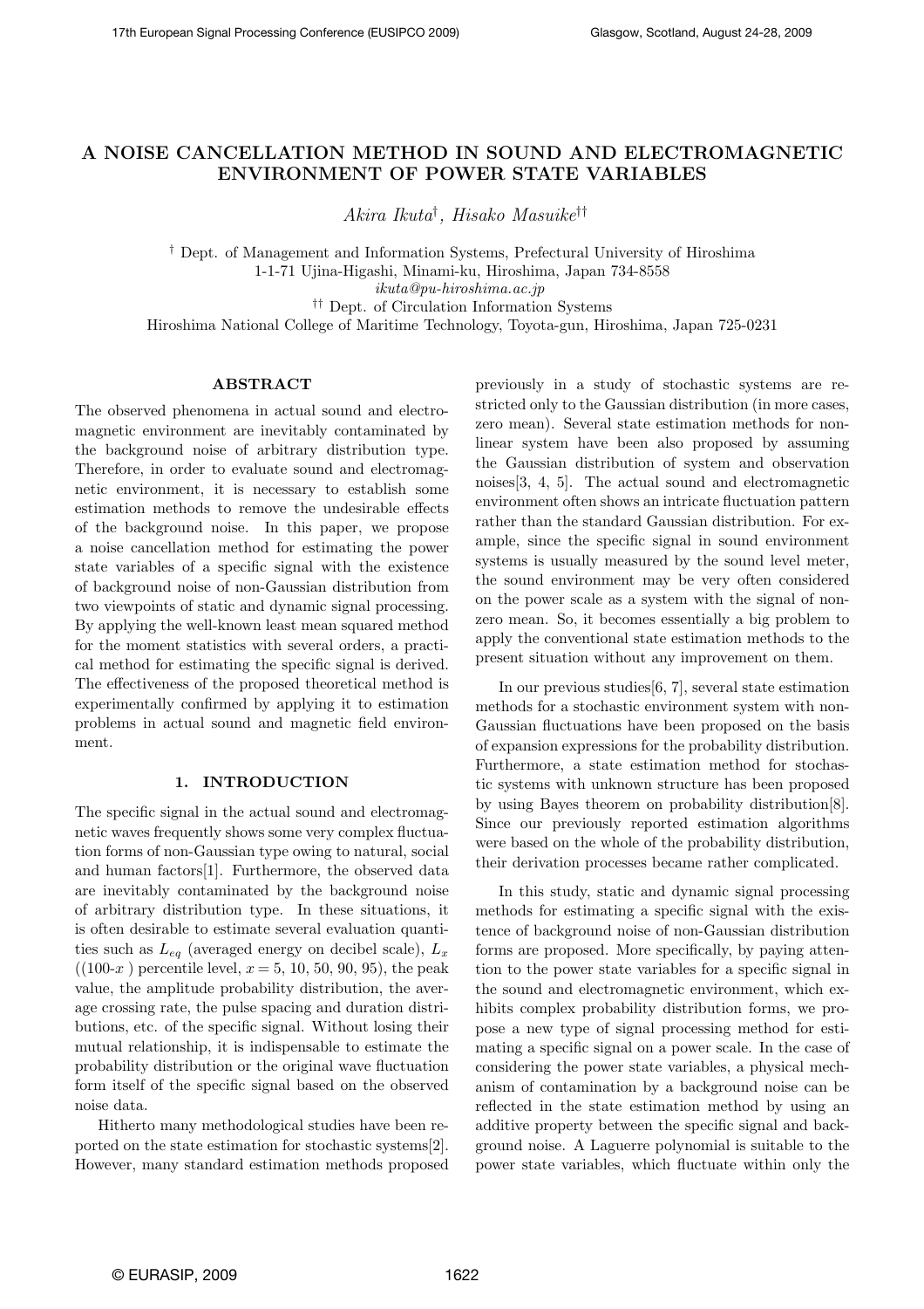# A NOISE CANCELLATION METHOD IN SOUND AND ELECTROMAGNETIC ENVIRONMENT OF POWER STATE VARIABLES

*Akira Ikuta*[†], *Hisako Masuike*[††]

[†] Dept. of Management and Information Systems, Prefectural University of Hiroshima
1-1-71 Ujina-Higashi, Minami-ku, Hiroshima, Japan 734-8558
*ikuta@pu-hiroshima.ac.jp*
[††] Dept. of Circulation Information Systems
Hiroshima National College of Maritime Technology, Toyota-gun, Hiroshima, Japan 725-0231

## ABSTRACT

The observed phenomena in actual sound and electromagnetic environment are inevitably contaminated by the background noise of arbitrary distribution type. Therefore, in order to evaluate sound and electromagnetic environment, it is necessary to establish some estimation methods to remove the undesirable effects of the background noise. In this paper, we propose a noise cancellation method for estimating the power state variables of a specific signal with the existence of background noise of non-Gaussian distribution from two viewpoints of static and dynamic signal processing. By applying the well-known least mean squared method for the moment statistics with several orders, a practical method for estimating the specific signal is derived. The effectiveness of the proposed theoretical method is experimentally confirmed by applying it to estimation problems in actual sound and magnetic field environment.

## 1. INTRODUCTION

The specific signal in the actual sound and electromagnetic waves frequently shows some very complex fluctuation forms of non-Gaussian type owing to natural, social and human factors[1]. Furthermore, the observed data are inevitably contaminated by the background noise of arbitrary distribution type. In these situations, it is often desirable to estimate several evaluation quantities such as $L_{eq}$ (averaged energy on decibel scale), $L_x$ ((100-$x$ ) percentile level, $x = 5, 10, 50, 90, 95$), the peak value, the amplitude probability distribution, the average crossing rate, the pulse spacing and duration distributions, etc. of the specific signal. Without losing their mutual relationship, it is indispensable to estimate the probability distribution or the original wave fluctuation form itself of the specific signal based on the observed noise data.

Hitherto many methodological studies have been reported on the state estimation for stochastic systems[2]. However, many standard estimation methods proposed previously in a study of stochastic systems are restricted only to the Gaussian distribution (in more cases, zero mean). Several state estimation methods for nonlinear system have been also proposed by assuming the Gaussian distribution of system and observation noises[3, 4, 5]. The actual sound and electromagnetic environment often shows an intricate fluctuation pattern rather than the standard Gaussian distribution. For example, since the specific signal in sound environment systems is usually measured by the sound level meter, the sound environment may be very often considered on the power scale as a system with the signal of nonzero mean. So, it becomes essentially a big problem to apply the conventional state estimation methods to the present situation without any improvement on them.

In our previous studies[6, 7], several state estimation methods for a stochastic environment system with non-Gaussian fluctuations have been proposed on the basis of expansion expressions for the probability distribution. Furthermore, a state estimation method for stochastic systems with unknown structure has been proposed by using Bayes theorem on probability distribution[8]. Since our previously reported estimation algorithms were based on the whole of the probability distribution, their derivation processes became rather complicated.

In this study, static and dynamic signal processing methods for estimating a specific signal with the existence of background noise of non-Gaussian distribution forms are proposed. More specifically, by paying attention to the power state variables for a specific signal in the sound and electromagnetic environment, which exhibits complex probability distribution forms, we propose a new type of signal processing method for estimating a specific signal on a power scale. In the case of considering the power state variables, a physical mechanism of contamination by a background noise can be reflected in the state estimation method by using an additive property between the specific signal and background noise. A Laguerre polynomial is suitable to the power state variables, which fluctuate within only the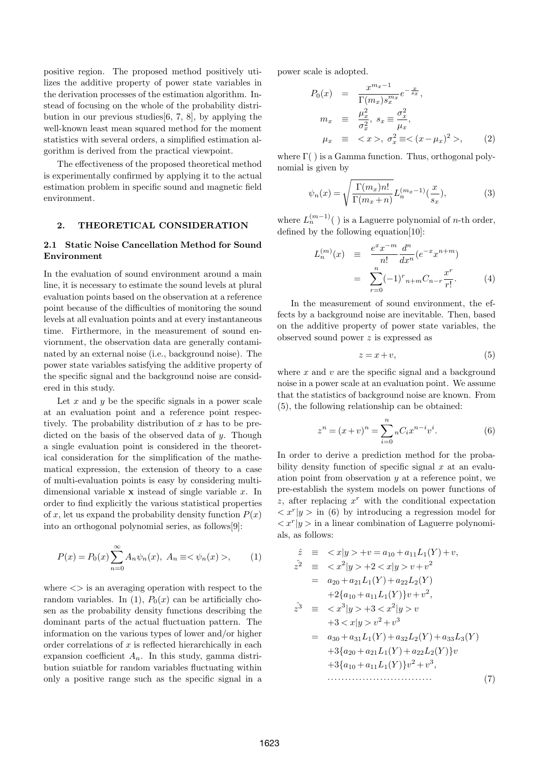positive region. The proposed method positively utilizes the additive property of power state variables in the derivation processes of the estimation algorithm. Instead of focusing on the whole of the probability distribution in our previous studies[6, 7, 8], by applying the well-known least mean squared method for the moment statistics with several orders, a simplified estimation algorithm is derived from the practical viewpoint.

The effectiveness of the proposed theoretical method is experimentally confirmed by applying it to the actual estimation problem in specific sound and magnetic field environment.

## 2. THEORETICAL CONSIDERATION

### 2.1 Static Noise Cancellation Method for Sound Environment

In the evaluation of sound environment around a main line, it is necessary to estimate the sound levels at plural evaluation points based on the observation at a reference point because of the difficulties of monitoring the sound levels at all evaluation points and at every instantaneous time. Firthermore, in the measurement of sound enviornment, the observation data are generally contaminated by an external noise (i.e., background noise). The power state variables satisfying the additive property of the specific signal and the background noise are considered in this study.

Let $x$ and $y$ be the specific signals in a power scale at an evaluation point and a reference point respectively. The probability distribution of $x$ has to be predicted on the basis of the observed data of $y$. Though a single evaluation point is considered in the theoretical consideration for the simplification of the mathematical expression, the extension of theory to a case of multi-evaluation points is easy by considering multi-dimensional variable $\mathbf{x}$ instead of single variable $x$. In order to find explicitly the various statistical properties of $x$, let us expand the probability density function $P(x)$ into an orthogonal polynomial series, as follows[9]:

$$P(x) = P_0(x) \sum_{n=0}^{\infty} A_n \psi_n(x),\ A_n \equiv <\psi_n(x)>, \tag{1}$$

where $<>$ is an averaging operation with respect to the random variables. In (1), $P_0(x)$ can be artificially chosen as the probability density functions describing the dominant parts of the actual fluctuation pattern. The information on the various types of lower and/or higher order correlations of $x$ is reflected hierarchically in each expansion coefficient $A_n$. In this study, gamma distribution suiatble for random variables fluctuating within only a positive range such as the specific signal in a power scale is adopted.

$$\begin{aligned}
P_0(x) &= \frac{x^{m_x-1}}{\Gamma(m_x) s_x^{m_x}} e^{-\frac{x}{s_x}}, \\
m_x &\equiv \frac{\mu_x^2}{\sigma_x^2},\ s_x \equiv \frac{\sigma_x^2}{\mu_x}, \\
\mu_x &\equiv <x>,\ \sigma_x^2 \equiv <(x-\mu_x)^2>,
\end{aligned} \tag{2}$$

where $\Gamma(\ )$ is a Gamma function. Thus, orthogonal polynomial is given by

$$\psi_n(x) = \sqrt{\frac{\Gamma(m_x) n!}{\Gamma(m_x+n)}} L_n^{(m_x-1)}\left(\frac{x}{s_x}\right), \tag{3}$$

where $L_n^{(m-1)}(\ )$ is a Laguerre polynomial of $n$-th order, defined by the following equation[10]:

$$\begin{aligned}
L_n^{(m)}(x) &\equiv \frac{e^x x^{-m}}{n!} \frac{d^n}{dx^n}(e^{-x} x^{n+m}) \\
&= \sum_{r=0}^{n} (-1)^r {}_{n+m}C_{n-r} \frac{x^r}{r!}.
\end{aligned} \tag{4}$$

In the measurement of sound environment, the effects by a background noise are inevitable. Then, based on the additive property of power state variables, the observed sound power $z$ is expressed as

$$z = x + v, \tag{5}$$

where $x$ and $v$ are the specific signal and a background noise in a power scale at an evaluation point. We assume that the statistics of background noise are known. From (5), the following relationship can be obtained:

$$z^n = (x+v)^n = \sum_{i=0}^{n} {}_nC_i x^{n-i} v^i. \tag{6}$$

In order to derive a prediction method for the probability density function of specific signal $x$ at an evaluation point from observation $y$ at a reference point, we pre-establish the system models on power functions of $z$, after replacing $x^r$ with the conditional expectation $<x^r|y>$ in (6) by introducing a regression model for $<x^r|y>$ in a linear combination of Laguerre polynomials, as follows:

$$\begin{aligned}
\hat{z} &\equiv <x|y> + v = a_{10} + a_{11} L_1(Y) + v, \\
\hat{z^2} &\equiv <x^2|y> + 2<x|y>v + v^2 \\
&= a_{20} + a_{21} L_1(Y) + a_{22} L_2(Y) \\
&\quad + 2\{a_{10} + a_{11} L_1(Y)\} v + v^2, \\
\hat{z^3} &\equiv <x^3|y> + 3<x^2|y>v \\
&\quad + 3<x|y>v^2 + v^3 \\
&= a_{30} + a_{31} L_1(Y) + a_{32} L_2(Y) + a_{33} L_3(Y) \\
&\quad + 3\{a_{20} + a_{21} L_1(Y) + a_{22} L_2(Y)\} v \\
&\quad + 3\{a_{10} + a_{11} L_1(Y)\} v^2 + v^3, \\
&\cdots\cdots\cdots\cdots
\end{aligned} \tag{7}$$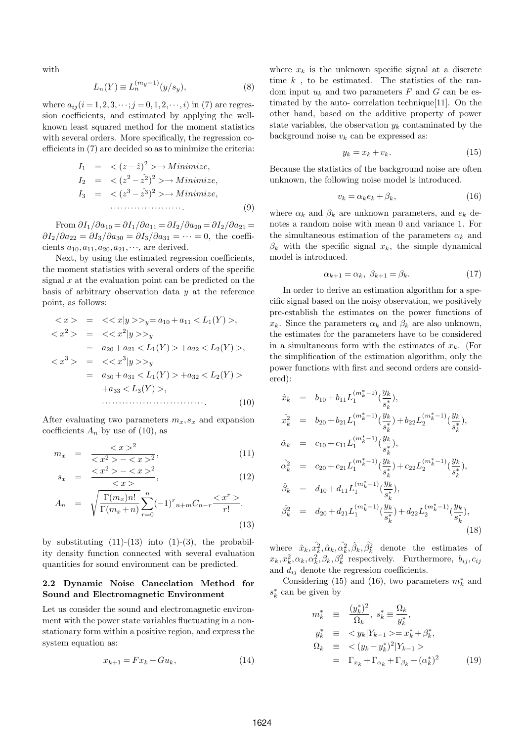with

$$L_n(Y) \equiv L_n^{(m_y-1)}(y/s_y), \tag{8}$$

where $a_{ij}(i=1,2,3,\cdots;j=0,1,2,\cdots,i)$ in (7) are regression coefficients, and estimated by applying the well-known least squared method for the moment statistics with several orders. More specifically, the regression coefficients in (7) are decided so as to minimize the criteria:

$$\begin{aligned}
I_1 &= <(z-\hat{z})^2> \rightarrow Minimize, \\
I_2 &= <(z^2-\hat{z^2})^2> \rightarrow Minimize, \\
I_3 &= <(z^3-\hat{z^3})^2> \rightarrow Minimize, \\
&\cdots\cdots\cdots\cdots\cdots\cdots\cdots.
\end{aligned} \tag{9}$$

From $\partial I_1/\partial a_{10} = \partial I_1/\partial a_{11} = \partial I_2/\partial a_{20} = \partial I_2/\partial a_{21} = \partial I_2/\partial a_{22} = \partial I_3/\partial a_{30} = \partial I_3/\partial a_{31} = \cdots = 0$, the coefficients $a_{10}, a_{11}, a_{20}, a_{21}, \cdots$, are derived.

Next, by using the estimated regression coefficients, the moment statistics with several orders of the specific signal $x$ at the evaluation point can be predicted on the basis of arbitrary observation data $y$ at the reference point, as follows:

$$\begin{aligned}
<x> &= <<x|y>>_y = a_{10} + a_{11} <L_1(Y)>, \\
<x^2> &= <<x^2|y>>_y \\
&= a_{20} + a_{21} <L_1(Y)> + a_{22} <L_2(Y)>, \\
<x^3> &= <<x^3|y>>_y \\
&= a_{30} + a_{31} <L_1(Y)> + a_{32} <L_2(Y)> \\
&\quad + a_{33} <L_3(Y)>, \\
&\cdots\cdots\cdots\cdots\cdots\cdots\cdots\cdots\cdots.
\end{aligned} \tag{10}$$

After evaluating two parameters $m_x, s_x$ and expansion coefficients $A_n$ by use of (10), as

$$m_x = \frac{<x>^2}{<x^2> - <x>^2}, \tag{11}$$

$$s_x = \frac{<x^2> - <x>^2}{<x>}, \tag{12}$$

$$A_n = \sqrt{\frac{\Gamma(m_x)n!}{\Gamma(m_x+n)}} \sum_{r=0}^{n} (-1)^r {}_{n+m}C_{n-r} \frac{<x^r>}{r!}. \tag{13}$$

by substituting (11)-(13) into (1)-(3), the probability density function connected with several evaluation quantities for sound environment can be predicted.

### 2.2 Dynamic Noise Cancelation Method for Sound and Electromagnetic Environment

Let us consider the sound and electromagnetic environment with the power state variables fluctuating in a non-stationary form within a positive region, and express the system equation as:

$$x_{k+1} = Fx_k + Gu_k, \tag{14}$$

where $x_k$ is the unknown specific signal at a discrete time $k$ , to be estimated. The statistics of the random input $u_k$ and two parameters $F$ and $G$ can be estimated by the auto- correlation technique[11]. On the other hand, based on the additive property of power state variables, the observation $y_k$ contaminated by the background noise $v_k$ can be expressed as:

$$y_k = x_k + v_k. \tag{15}$$

Because the statistics of the background noise are often unknown, the following noise model is introduced.

$$v_k = \alpha_k e_k + \beta_k, \tag{16}$$

where $\alpha_k$ and $\beta_k$ are unknown parameters, and $e_k$ denotes a random noise with mean 0 and variance 1. For the simultaneous estimation of the parameters $\alpha_k$ and $\beta_k$ with the specific signal $x_k$, the simple dynamical model is introduced.

$$\alpha_{k+1} = \alpha_k, \ \beta_{k+1} = \beta_k. \tag{17}$$

In order to derive an estimation algorithm for a specific signal based on the noisy observation, we positively pre-establish the estimates on the power functions of $x_k$. Since the parameters $\alpha_k$ and $\beta_k$ are also unknown, the estimates for the parameters have to be considered in a simultaneous form with the estimates of $x_k$. (For the simplification of the estimation algorithm, only the power functions with first and second orders are considered):

$$\begin{aligned}
\hat{x}_k &= b_{10} + b_{11} L_1^{(m_k^*-1)}(\frac{y_k}{s_k^*}), \\
\hat{x_k^2} &= b_{20} + b_{21} L_1^{(m_k^*-1)}(\frac{y_k}{s_k^*}) + b_{22} L_2^{(m_k^*-1)}(\frac{y_k}{s_k^*}), \\
\hat{\alpha}_k &= c_{10} + c_{11} L_1^{(m_k^*-1)}(\frac{y_k}{s_k^*}), \\
\hat{\alpha_k^2} &= c_{20} + c_{21} L_1^{(m_k^*-1)}(\frac{y_k}{s_k^*}) + c_{22} L_2^{(m_k^*-1)}(\frac{y_k}{s_k^*}), \\
\hat{\beta}_k &= d_{10} + d_{11} L_1^{(m_k^*-1)}(\frac{y_k}{s_k^*}), \\
\hat{\beta_k^2} &= d_{20} + d_{21} L_1^{(m_k^*-1)}(\frac{y_k}{s_k^*}) + d_{22} L_2^{(m_k^*-1)}(\frac{y_k}{s_k^*}),
\end{aligned} \tag{18}$$

where $\hat{x}_k, \hat{x_k^2}, \hat{\alpha}_k, \hat{\alpha_k^2}, \hat{\beta}_k, \hat{\beta_k^2}$ denote the estimates of $x_k, x_k^2, \alpha_k, \alpha_k^2, \beta_k, \beta_k^2$ respectively. Furthermore, $b_{ij}, c_{ij}$ and $d_{ij}$ denote the regression coefficients.

Considering (15) and (16), two parameters $m_k^*$ and $s_k^*$ can be given by

$$\begin{aligned}
m_k^* &\equiv \frac{(y_k^*)^2}{\Omega_k}, \ s_k^* \equiv \frac{\Omega_k}{y_k^*}, \\
y_k^* &\equiv <y_k|Y_{k-1}> = x_k^* + \beta_k^*, \\
\Omega_k &\equiv <(y_k - y_k^*)^2|Y_{k-1}> \\
&= \Gamma_{x_k} + \Gamma_{\alpha_k} + \Gamma_{\beta_k} + (\alpha_k^*)^2
\end{aligned} \tag{19}$$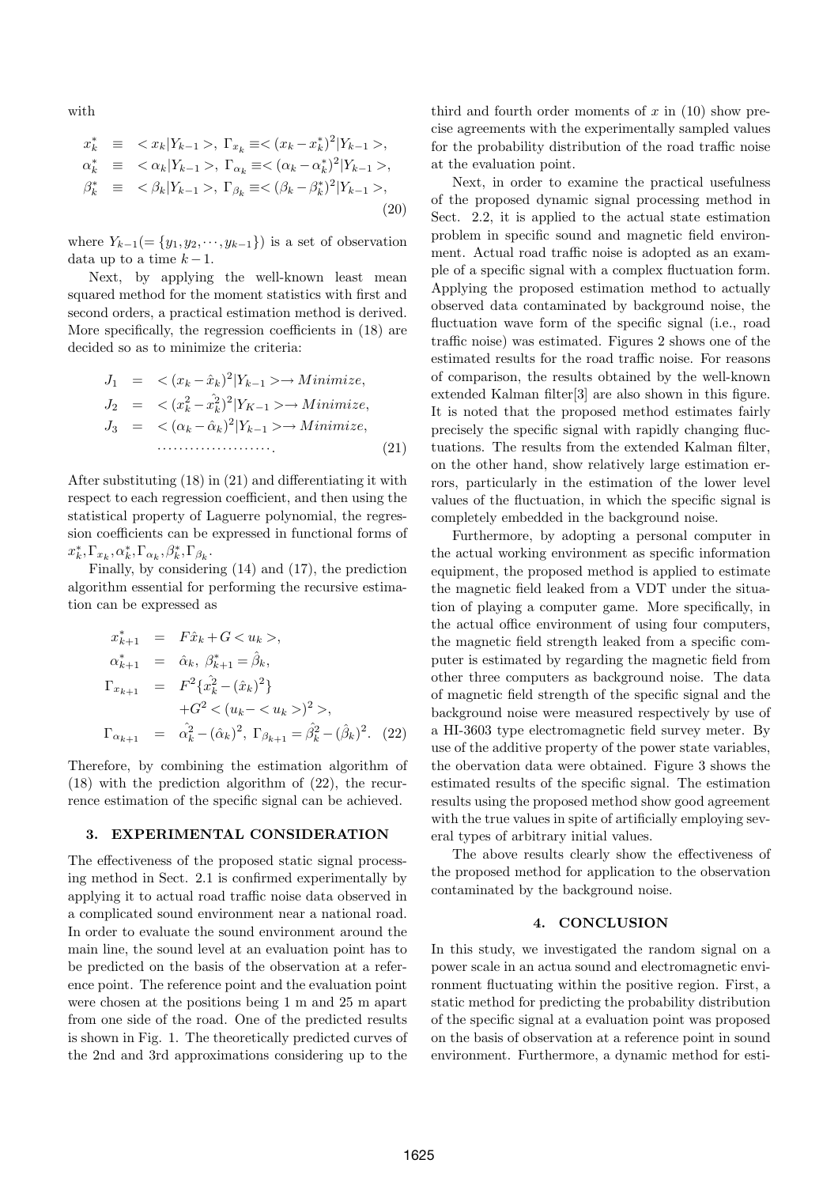with

$$
\begin{aligned}
x_k^* &\equiv \; < x_k | Y_{k-1} >, \; \Gamma_{x_k} \equiv < (x_k - x_k^*)^2 | Y_{k-1} >, \\
\alpha_k^* &\equiv \; < \alpha_k | Y_{k-1} >, \; \Gamma_{\alpha_k} \equiv < (\alpha_k - \alpha_k^*)^2 | Y_{k-1} >, \\
\beta_k^* &\equiv \; < \beta_k | Y_{k-1} >, \; \Gamma_{\beta_k} \equiv < (\beta_k - \beta_k^*)^2 | Y_{k-1} >,
\end{aligned}
\tag{20}
$$

where $Y_{k-1} (= \{y_1, y_2, \cdots, y_{k-1}\})$ is a set of observation data up to a time $k-1$.

Next, by applying the well-known least mean squared method for the moment statistics with first and second orders, a practical estimation method is derived. More specifically, the regression coefficients in (18) are decided so as to minimize the criteria:

$$
\begin{aligned}
J_1 &= \; < (x_k - \hat{x}_k)^2 | Y_{k-1} > \rightarrow Minimize, \\
J_2 &= \; < (x_k^2 - \hat{x_k^2})^2 | Y_{K-1} > \rightarrow Minimize, \\
J_3 &= \; < (\alpha_k - \hat{\alpha}_k)^2 | Y_{k-1} > \rightarrow Minimize, \\
& \cdots\cdots\cdots\cdots\cdots\cdots\cdots.
\end{aligned}
\tag{21}
$$

After substituting (18) in (21) and differentiating it with respect to each regression coefficient, and then using the statistical property of Laguerre polynomial, the regression coefficients can be expressed in functional forms of $x_k^*, \Gamma_{x_k}, \alpha_k^*, \Gamma_{\alpha_k}, \beta_k^*, \Gamma_{\beta_k}$.

Finally, by considering (14) and (17), the prediction algorithm essential for performing the recursive estimation can be expressed as

$$
\begin{aligned}
x_{k+1}^* &= F\hat{x}_k + G < u_k >, \\
\alpha_{k+1}^* &= \hat{\alpha}_k, \; \beta_{k+1}^* = \hat{\beta}_k, \\
\Gamma_{x_{k+1}} &= F^2 \{ \hat{x_k^2} - (\hat{x}_k)^2 \} \\
&\quad + G^2 < (u_k - < u_k >)^2 >, \\
\Gamma_{\alpha_{k+1}} &= \hat{\alpha_k^2} - (\hat{\alpha}_k)^2, \; \Gamma_{\beta_{k+1}} = \hat{\beta_k^2} - (\hat{\beta}_k)^2.
\end{aligned}
\tag{22}
$$

Therefore, by combining the estimation algorithm of (18) with the prediction algorithm of (22), the recurrence estimation of the specific signal can be achieved.

## 3. EXPERIMENTAL CONSIDERATION

The effectiveness of the proposed static signal processing method in Sect. 2.1 is confirmed experimentally by applying it to actual road traffic noise data observed in a complicated sound environment near a national road. In order to evaluate the sound environment around the main line, the sound level at an evaluation point has to be predicted on the basis of the observation at a reference point. The reference point and the evaluation point were chosen at the positions being 1 m and 25 m apart from one side of the road. One of the predicted results is shown in Fig. 1. The theoretically predicted curves of the 2nd and 3rd approximations considering up to the third and fourth order moments of $x$ in (10) show precise agreements with the experimentally sampled values for the probability distribution of the road traffic noise at the evaluation point.

Next, in order to examine the practical usefulness of the proposed dynamic signal processing method in Sect. 2.2, it is applied to the actual state estimation problem in specific sound and magnetic field environment. Actual road traffic noise is adopted as an example of a specific signal with a complex fluctuation form. Applying the proposed estimation method to actually observed data contaminated by background noise, the fluctuation wave form of the specific signal (i.e., road traffic noise) was estimated. Figures 2 shows one of the estimated results for the road traffic noise. For reasons of comparison, the results obtained by the well-known extended Kalman filter[3] are also shown in this figure. It is noted that the proposed method estimates fairly precisely the specific signal with rapidly changing fluctuations. The results from the extended Kalman filter, on the other hand, show relatively large estimation errors, particularly in the estimation of the lower level values of the fluctuation, in which the specific signal is completely embedded in the background noise.

Furthermore, by adopting a personal computer in the actual working environment as specific information equipment, the proposed method is applied to estimate the magnetic field leaked from a VDT under the situation of playing a computer game. More specifically, in the actual office environment of using four computers, the magnetic field strength leaked from a specific computer is estimated by regarding the magnetic field from other three computers as background noise. The data of magnetic field strength of the specific signal and the background noise were measured respectively by use of a HI-3603 type electromagnetic field survey meter. By use of the additive property of the power state variables, the obervation data were obtained. Figure 3 shows the estimated results of the specific signal. The estimation results using the proposed method show good agreement with the true values in spite of artificially employing several types of arbitrary initial values.

The above results clearly show the effectiveness of the proposed method for application to the observation contaminated by the background noise.

## 4. CONCLUSION

In this study, we investigated the random signal on a power scale in an actua sound and electromagnetic environment fluctuating within the positive region. First, a static method for predicting the probability distribution of the specific signal at a evaluation point was proposed on the basis of observation at a reference point in sound environment. Furthermore, a dynamic method for esti-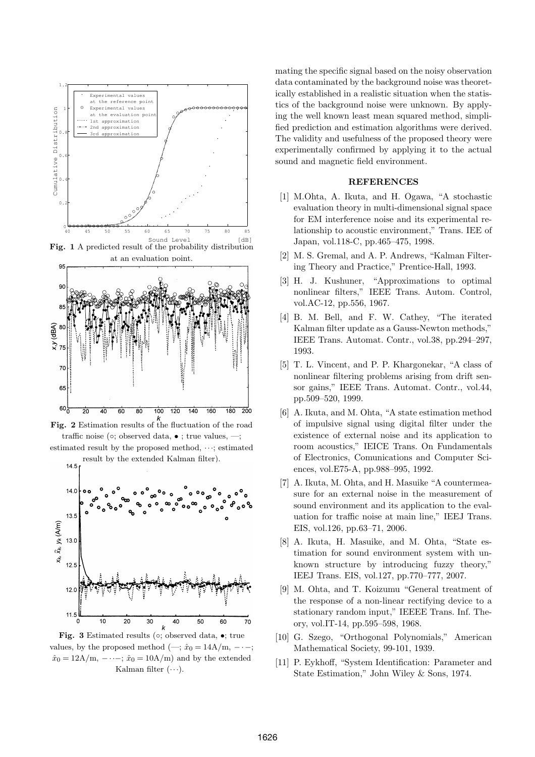Cumulative Distribution

1.2

1

0.8

0.6

0.4

0.2

0

40 45 50 55 60 65 70 75 80 85

Sound Level [dB]

· Experimental values at the reference point

o Experimental values at the evaluation point

1st approximation

2nd approximation

3rd approximation

**Fig. 1** A predicted result of the probability distribution at an evaluation point.

x,y (dBA)

95

90

85

80

75

70

65

60

0 20 40 60 80 100 120 140 160 180 200

k

**Fig. 2** Estimation results of the fluctuation of the road traffic noise (○; observed data, ● ; true values, —; estimated result by the proposed method, ···; estimated result by the extended Kalman filter).

$x_k$, $\hat{x}_k$, $y_k$ (A/m)

14.5

14.0

13.5

13.0

12.5

12.0

11.5

0 10 20 30 40 50 60 70

k

**Fig. 3** Estimated results (○; observed data, ●; true values, by the proposed method (—; $\hat{x}_0 = 14\text{A/m}$, $- \cdot -$; $\hat{x}_0 = 12\text{A/m}$, $- \cdot\cdot -$; $\hat{x}_0 = 10\text{A/m}$) and by the extended Kalman filter (···).

mating the specific signal based on the noisy observation data contaminated by the background noise was theoretically established in a realistic situation when the statistics of the background noise were unknown. By applying the well known least mean squared method, simplified prediction and estimation algorithms were derived. The validity and usefulness of the proposed theory were experimentally confirmed by applying it to the actual sound and magnetic field environment.

## REFERENCES

[1] M.Ohta, A. Ikuta, and H. Ogawa, "A stochastic evaluation theory in multi-dimensional signal space for EM interference noise and its experimental relationship to acoustic environment," Trans. IEE of Japan, vol.118-C, pp.465–475, 1998.

[2] M. S. Gremal, and A. P. Andrews, "Kalman Filtering Theory and Practice," Prentice-Hall, 1993.

[3] H. J. Kushuner, "Approximations to optimal nonlinear filters," IEEE Trans. Autom. Control, vol.AC-12, pp.556, 1967.

[4] B. M. Bell, and F. W. Cathey, "The iterated Kalman filter update as a Gauss-Newton methods," IEEE Trans. Automat. Contr., vol.38, pp.294–297, 1993.

[5] T. L. Vincent, and P. P. Khargonekar, "A class of nonlinear filtering problems arising from drift sensor gains," IEEE Trans. Automat. Contr., vol.44, pp.509–520, 1999.

[6] A. Ikuta, and M. Ohta, "A state estimation method of impulsive signal using digital filter under the existence of external noise and its application to room acoustics," IEICE Trans. On Fundamentals of Electronics, Comunications and Computer Sciences, vol.E75-A, pp.988–995, 1992.

[7] A. Ikuta, M. Ohta, and H. Masuike "A countermeasure for an external noise in the measurement of sound environment and its application to the evaluation for traffic noise at main line," IEEJ Trans. EIS, vol.126, pp.63–71, 2006.

[8] A. Ikuta, H. Masuike, and M. Ohta, "State estimation for sound environment system with unknown structure by introducing fuzzy theory," IEEJ Trans. EIS, vol.127, pp.770–777, 2007.

[9] M. Ohta, and T. Koizumu "General treatment of the response of a non-linear rectifying device to a stationary random input," IEEEE Trans. Inf. Theory, vol.IT-14, pp.595–598, 1968.

[10] G. Szego, "Orthogonal Polynomials," American Mathematical Society, 99-101, 1939.

[11] P. Eykhoff, "System Identification: Parameter and State Estimation," John Wiley & Sons, 1974.